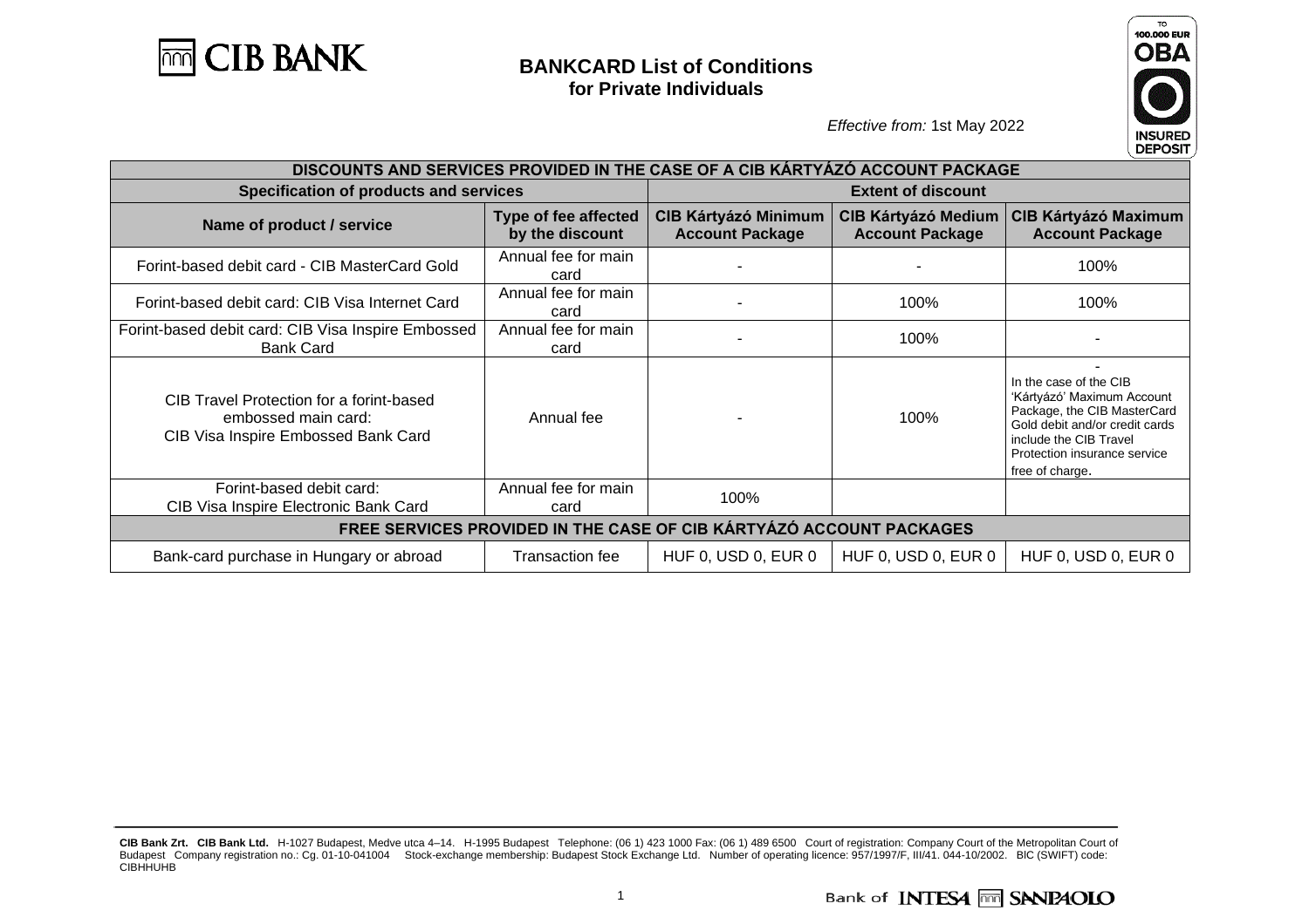# BANKCARD List of Conditions
## for Private Individuals

*Effective from:* 1st May 2022

| DISCOUNTS AND SERVICES PROVIDED IN THE CASE OF A CIB KÁRTYÁZÓ ACCOUNT PACKAGE | | | | |
|---|---|---|---|---|
| **Specification of products and services** | | **Extent of discount** | | |
| **Name of product / service** | **Type of fee affected by the discount** | **CIB Kártyázó Minimum Account Package** | **CIB Kártyázó Medium Account Package** | **CIB Kártyázó Maximum Account Package** |
| Forint-based debit card - CIB MasterCard Gold | Annual fee for main card | - | - | 100% |
| Forint-based debit card: CIB Visa Internet Card | Annual fee for main card | - | 100% | 100% |
| Forint-based debit card: CIB Visa Inspire Embossed Bank Card | Annual fee for main card | - | 100% | - |
| CIB Travel Protection for a forint-based embossed main card: CIB Visa Inspire Embossed Bank Card | Annual fee | - | 100% | - In the case of the CIB 'Kártyázó' Maximum Account Package, the CIB MasterCard Gold debit and/or credit cards include the CIB Travel Protection insurance service free of charge. |
| Forint-based debit card: CIB Visa Inspire Electronic Bank Card | Annual fee for main card | 100% | | |
| **FREE SERVICES PROVIDED IN THE CASE OF CIB KÁRTYÁZÓ ACCOUNT PACKAGES** | | | | |
| Bank-card purchase in Hungary or abroad | Transaction fee | HUF 0, USD 0, EUR 0 | HUF 0, USD 0, EUR 0 | HUF 0, USD 0, EUR 0 |

**CIB Bank Zrt. CIB Bank Ltd.** H-1027 Budapest, Medve utca 4–14. H-1995 Budapest Telephone: (06 1) 423 1000 Fax: (06 1) 489 6500 Court of registration: Company Court of the Metropolitan Court of Budapest Company registration no.: Cg. 01-10-041004 Stock-exchange membership: Budapest Stock Exchange Ltd. Number of operating licence: 957/1997/F, III/41. 044-10/2002. BIC (SWIFT) code: CIBHHUHB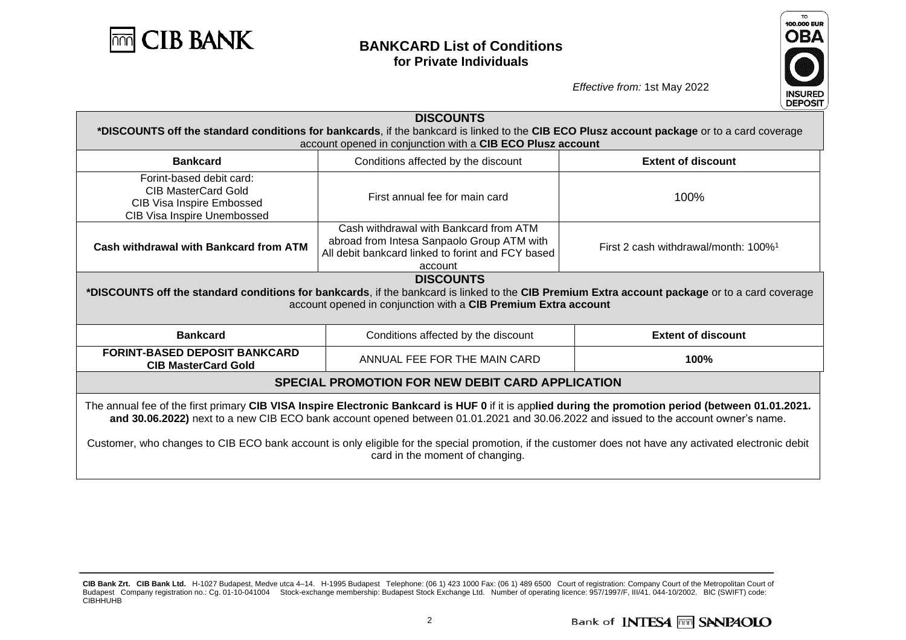# BANKCARD List of Conditions for Private Individuals

*Effective from:* 1st May 2022

## DISCOUNTS

***DISCOUNTS off the standard conditions for bankcards**, if the bankcard is linked to the **CIB ECO Plusz account package** or to a card coverage account opened in conjunction with a **CIB ECO Plusz account**

| **Bankcard** | Conditions affected by the discount | **Extent of discount** |
|---|---|---|
| Forint-based debit card: CIB MasterCard Gold CIB Visa Inspire Embossed CIB Visa Inspire Unembossed | First annual fee for main card | 100% |
| **Cash withdrawal with Bankcard from ATM** | Cash withdrawal with Bankcard from ATM abroad from Intesa Sanpaolo Group ATM with All debit bankcard linked to forint and FCY based account | First 2 cash withdrawal/month: 100%[1] |

## DISCOUNTS

***DISCOUNTS off the standard conditions for bankcards**, if the bankcard is linked to the **CIB Premium Extra account package** or to a card coverage account opened in conjunction with a **CIB Premium Extra account**

| **Bankcard** | Conditions affected by the discount | **Extent of discount** |
|---|---|---|
| **FORINT-BASED DEPOSIT BANKCARD CIB MasterCard Gold** | ANNUAL FEE FOR THE MAIN CARD | **100%** |

## SPECIAL PROMOTION FOR NEW DEBIT CARD APPLICATION

The annual fee of the first primary **CIB VISA Inspire Electronic Bankcard is HUF 0** if it is app**lied during the promotion period (between 01.01.2021. and 30.06.2022)** next to a new CIB ECO bank account opened between 01.01.2021 and 30.06.2022 and issued to the account owner's name.

Customer, who changes to CIB ECO bank account is only eligible for the special promotion, if the customer does not have any activated electronic debit card in the moment of changing.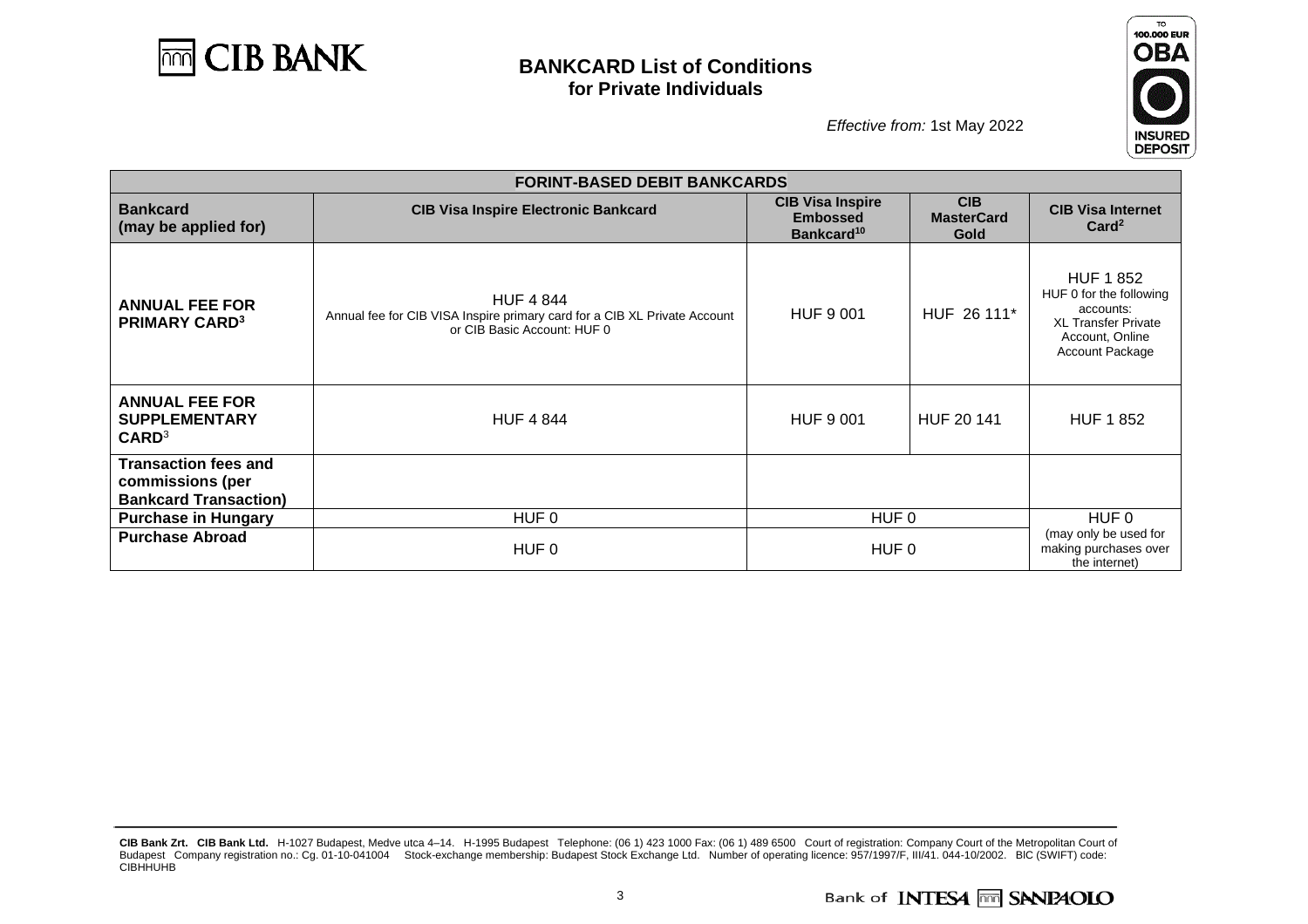# BANKCARD List of Conditions
## for Private Individuals

*Effective from:* 1st May 2022

| FORINT-BASED DEBIT BANKCARDS | | | | |
|---|---|---|---|---|
| **Bankcard (may be applied for)** | **CIB Visa Inspire Electronic Bankcard** | **CIB Visa Inspire Embossed Bankcard[10]** | **CIB MasterCard Gold** | **CIB Visa Internet Card[2]** |
| **ANNUAL FEE FOR PRIMARY CARD[3]** | HUF 4 844<br>Annual fee for CIB VISA Inspire primary card for a CIB XL Private Account or CIB Basic Account: HUF 0 | HUF 9 001 | HUF 26 111* | HUF 1 852<br>HUF 0 for the following accounts:<br>XL Transfer Private Account, Online Account Package |
| **ANNUAL FEE FOR SUPPLEMENTARY CARD[3]** | HUF 4 844 | HUF 9 001 | HUF 20 141 | HUF 1 852 |
| **Transaction fees and commissions (per Bankcard Transaction)** | | | | |
| **Purchase in Hungary** | HUF 0 | HUF 0 | | HUF 0<br>(may only be used for making purchases over the internet) |
| **Purchase Abroad** | HUF 0 | HUF 0 | | |

**CIB Bank Zrt. CIB Bank Ltd.** H-1027 Budapest, Medve utca 4–14. H-1995 Budapest Telephone: (06 1) 423 1000 Fax: (06 1) 489 6500 Court of registration: Company Court of the Metropolitan Court of Budapest Company registration no.: Cg. 01-10-041004 Stock-exchange membership: Budapest Stock Exchange Ltd. Number of operating licence: 957/1997/F, III/41. 044-10/2002. BIC (SWIFT) code: CIBHHUHB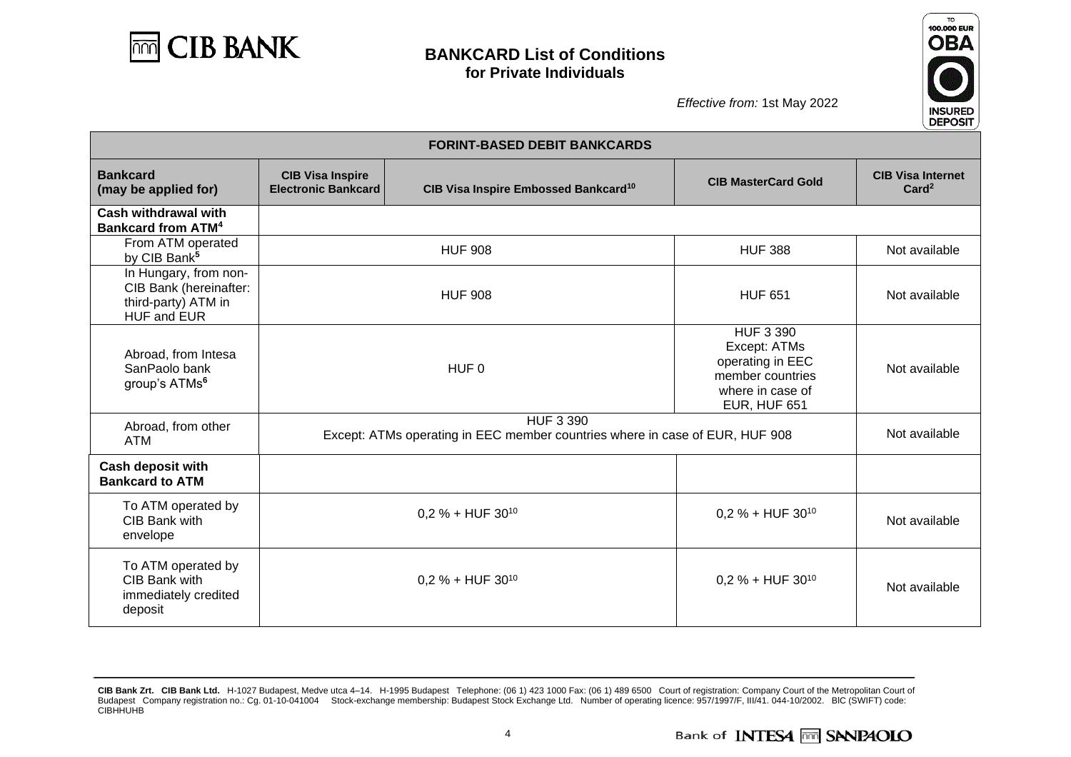# BANKCARD List of Conditions for Private Individuals

*Effective from:* 1st May 2022

| FORINT-BASED DEBIT BANKCARDS | | | | |
|---|---|---|---|---|
| **Bankcard (may be applied for)** | **CIB Visa Inspire Electronic Bankcard** | **CIB Visa Inspire Embossed Bankcard[10]** | **CIB MasterCard Gold** | **CIB Visa Internet Card[2]** |
| **Cash withdrawal with Bankcard from ATM[4]** | | | | |
| From ATM operated by CIB Bank[5] | HUF 908 | | HUF 388 | Not available |
| In Hungary, from non-CIB Bank (hereinafter: third-party) ATM in HUF and EUR | HUF 908 | | HUF 651 | Not available |
| Abroad, from Intesa SanPaolo bank group's ATMs[6] | HUF 0 | | HUF 3 390 Except: ATMs operating in EEC member countries where in case of EUR, HUF 651 | Not available |
| Abroad, from other ATM | HUF 3 390 Except: ATMs operating in EEC member countries where in case of EUR, HUF 908 | | | Not available |
| **Cash deposit with Bankcard to ATM** | | | | |
| To ATM operated by CIB Bank with envelope | 0,2 % + HUF 30[10] | | 0,2 % + HUF 30[10] | Not available |
| To ATM operated by CIB Bank with immediately credited deposit | 0,2 % + HUF 30[10] | | 0,2 % + HUF 30[10] | Not available |

**CIB Bank Zrt. CIB Bank Ltd.** H-1027 Budapest, Medve utca 4–14. H-1995 Budapest Telephone: (06 1) 423 1000 Fax: (06 1) 489 6500 Court of registration: Company Court of the Metropolitan Court of Budapest Company registration no.: Cg. 01-10-041004 Stock-exchange membership: Budapest Stock Exchange Ltd. Number of operating licence: 957/1997/F, III/41. 044-10/2002. BIC (SWIFT) code: CIBHHUHB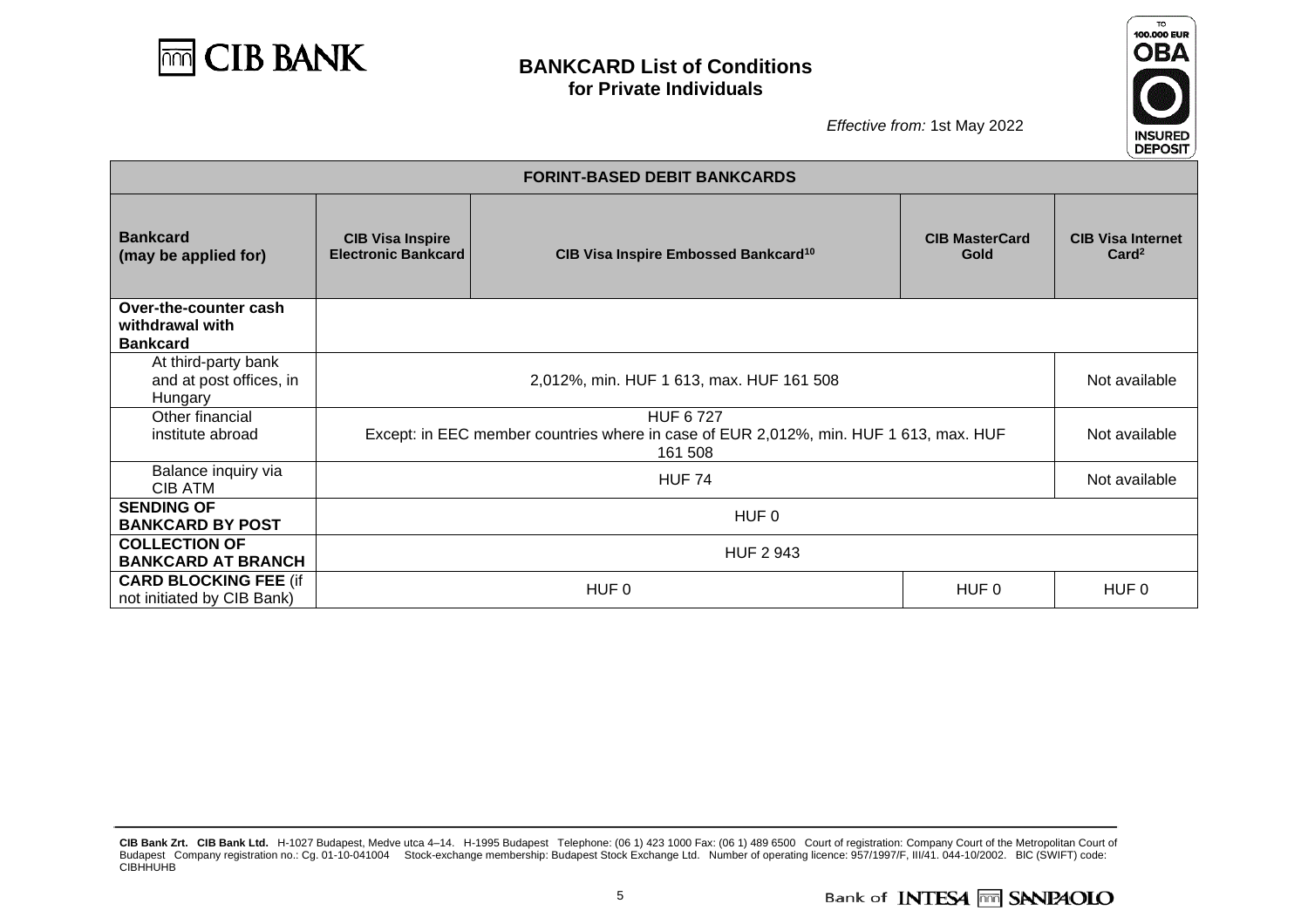# BANKCARD List of Conditions for Private Individuals

*Effective from:* 1st May 2022

| FORINT-BASED DEBIT BANKCARDS | | | | |
|---|---|---|---|---|
| **Bankcard (may be applied for)** | **CIB Visa Inspire Electronic Bankcard** | **CIB Visa Inspire Embossed Bankcard[10]** | **CIB MasterCard Gold** | **CIB Visa Internet Card[2]** |
| **Over-the-counter cash withdrawal with Bankcard** | | | | |
| At third-party bank and at post offices, in Hungary | 2,012%, min. HUF 1 613, max. HUF 161 508 | | | Not available |
| Other financial institute abroad | HUF 6 727<br>Except: in EEC member countries where in case of EUR 2,012%, min. HUF 1 613, max. HUF 161 508 | | | Not available |
| Balance inquiry via CIB ATM | HUF 74 | | | Not available |
| **SENDING OF BANKCARD BY POST** | HUF 0 | | | |
| **COLLECTION OF BANKCARD AT BRANCH** | HUF 2 943 | | | |
| **CARD BLOCKING FEE** (if not initiated by CIB Bank) | HUF 0 | | HUF 0 | HUF 0 |

**CIB Bank Zrt. CIB Bank Ltd.** H-1027 Budapest, Medve utca 4–14. H-1995 Budapest Telephone: (06 1) 423 1000 Fax: (06 1) 489 6500 Court of registration: Company Court of the Metropolitan Court of Budapest Company registration no.: Cg. 01-10-041004 Stock-exchange membership: Budapest Stock Exchange Ltd. Number of operating licence: 957/1997/F, III/41. 044-10/2002. BIC (SWIFT) code: CIBHHUHB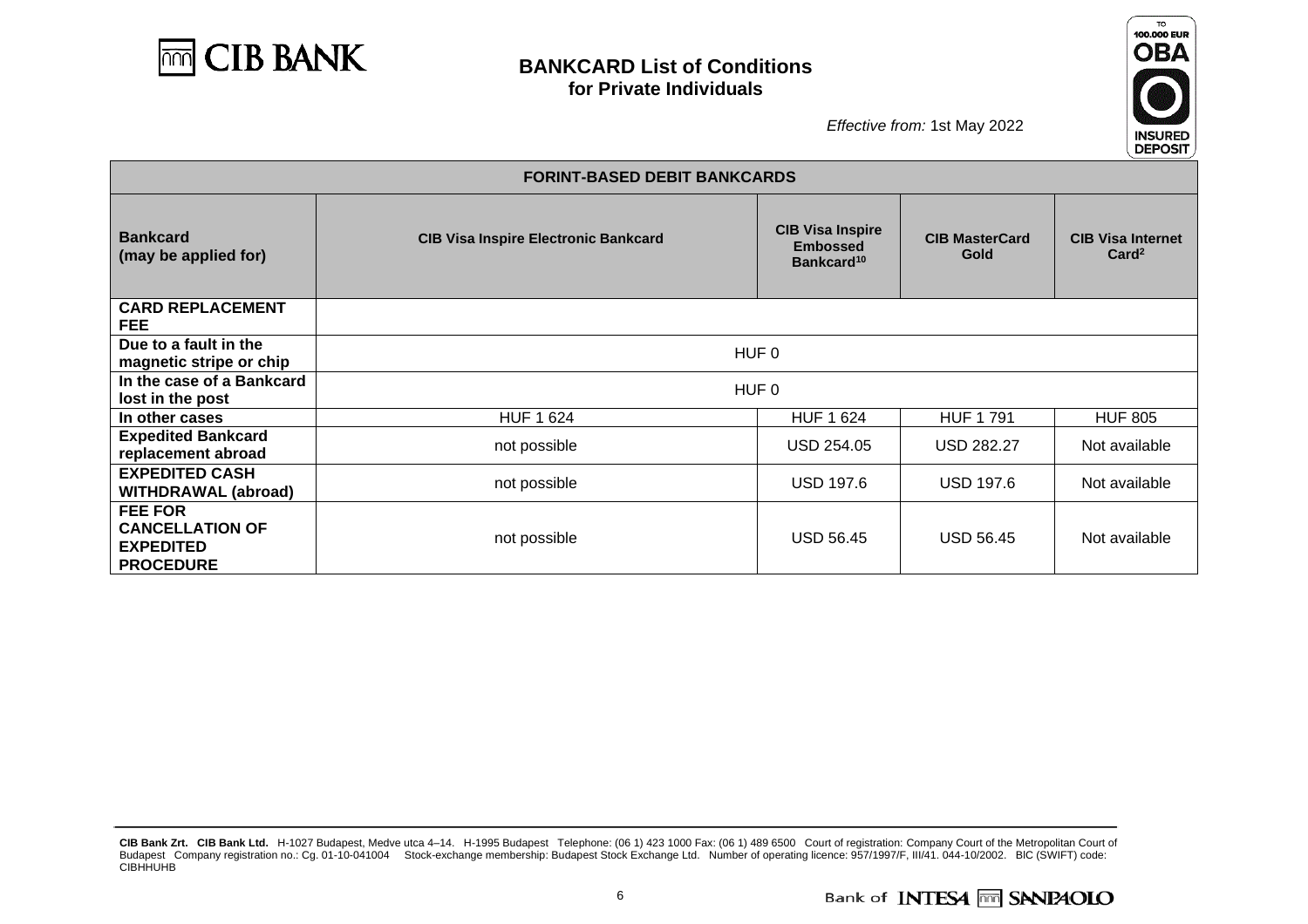# BANKCARD List of Conditions for Private Individuals

*Effective from:* 1st May 2022

| FORINT-BASED DEBIT BANKCARDS | | | | |
|---|---|---|---|---|
| **Bankcard (may be applied for)** | **CIB Visa Inspire Electronic Bankcard** | **CIB Visa Inspire Embossed Bankcard**[10] | **CIB MasterCard Gold** | **CIB Visa Internet Card**[2] |
| **CARD REPLACEMENT FEE** | | | | |
| **Due to a fault in the magnetic stripe or chip** | HUF 0 | | | |
| **In the case of a Bankcard lost in the post** | HUF 0 | | | |
| **In other cases** | HUF 1 624 | HUF 1 624 | HUF 1 791 | HUF 805 |
| **Expedited Bankcard replacement abroad** | not possible | USD 254.05 | USD 282.27 | Not available |
| **EXPEDITED CASH WITHDRAWAL (abroad)** | not possible | USD 197.6 | USD 197.6 | Not available |
| **FEE FOR CANCELLATION OF EXPEDITED PROCEDURE** | not possible | USD 56.45 | USD 56.45 | Not available |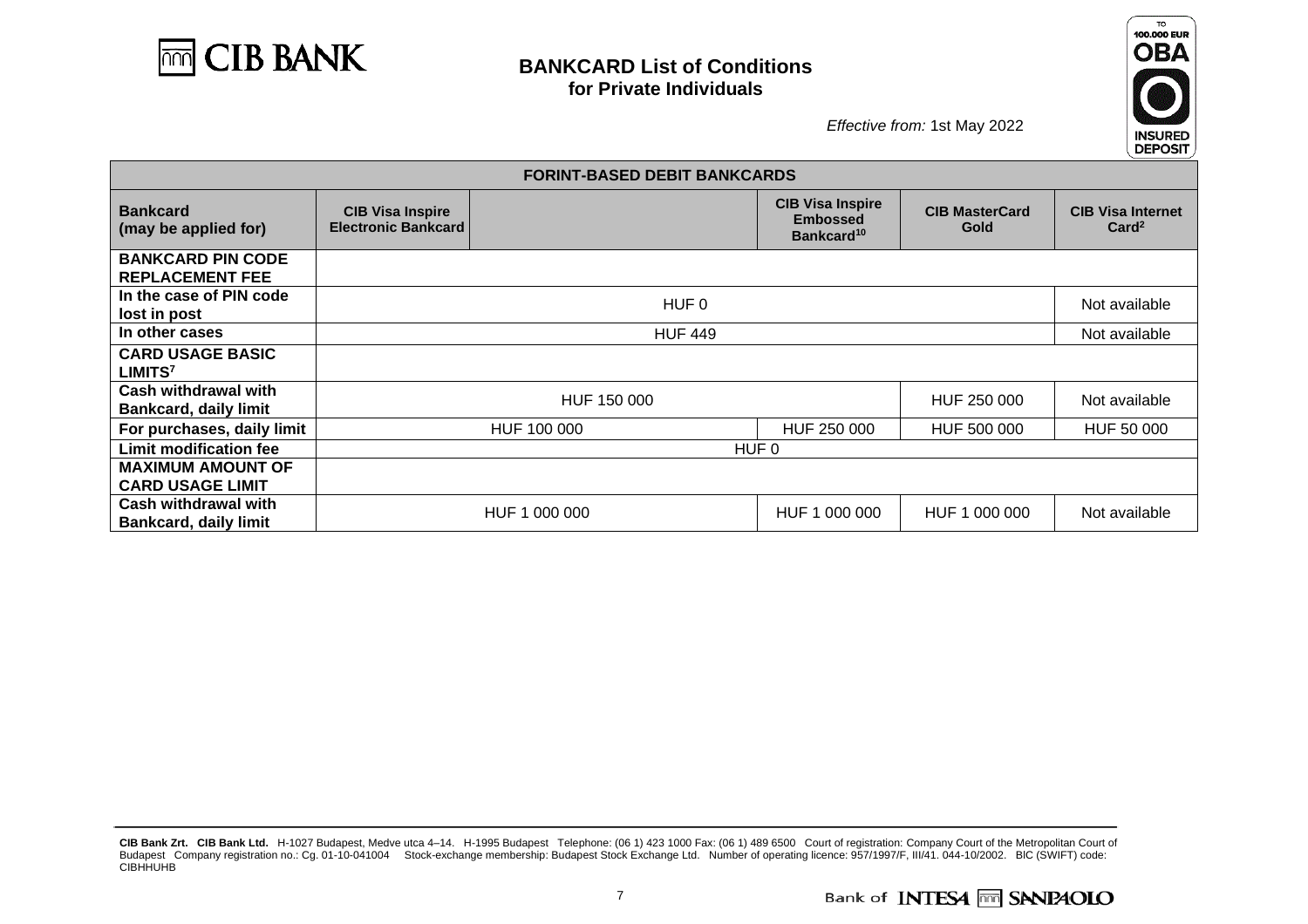# BANKCARD List of Conditions for Private Individuals

*Effective from:* 1st May 2022

| FORINT-BASED DEBIT BANKCARDS | | | | | |
|---|---|---|---|---|---|
| **Bankcard (may be applied for)** | **CIB Visa Inspire Electronic Bankcard** | | **CIB Visa Inspire Embossed Bankcard[10]** | **CIB MasterCard Gold** | **CIB Visa Internet Card[2]** |
| **BANKCARD PIN CODE REPLACEMENT FEE** | | | | | |
| **In the case of PIN code lost in post** | HUF 0 | | | | Not available |
| **In other cases** | HUF 449 | | | | Not available |
| **CARD USAGE BASIC LIMITS[7]** | | | | | |
| **Cash withdrawal with Bankcard, daily limit** | HUF 150 000 | | | HUF 250 000 | Not available |
| **For purchases, daily limit** | HUF 100 000 | | HUF 250 000 | HUF 500 000 | HUF 50 000 |
| **Limit modification fee** | HUF 0 | | | | |
| **MAXIMUM AMOUNT OF CARD USAGE LIMIT** | | | | | |
| **Cash withdrawal with Bankcard, daily limit** | HUF 1 000 000 | | HUF 1 000 000 | HUF 1 000 000 | Not available |

**CIB Bank Zrt. CIB Bank Ltd.** H-1027 Budapest, Medve utca 4–14. H-1995 Budapest Telephone: (06 1) 423 1000 Fax: (06 1) 489 6500 Court of registration: Company Court of the Metropolitan Court of Budapest Company registration no.: Cg. 01-10-041004 Stock-exchange membership: Budapest Stock Exchange Ltd. Number of operating licence: 957/1997/F, III/41. 044-10/2002. BIC (SWIFT) code: CIBHHUHB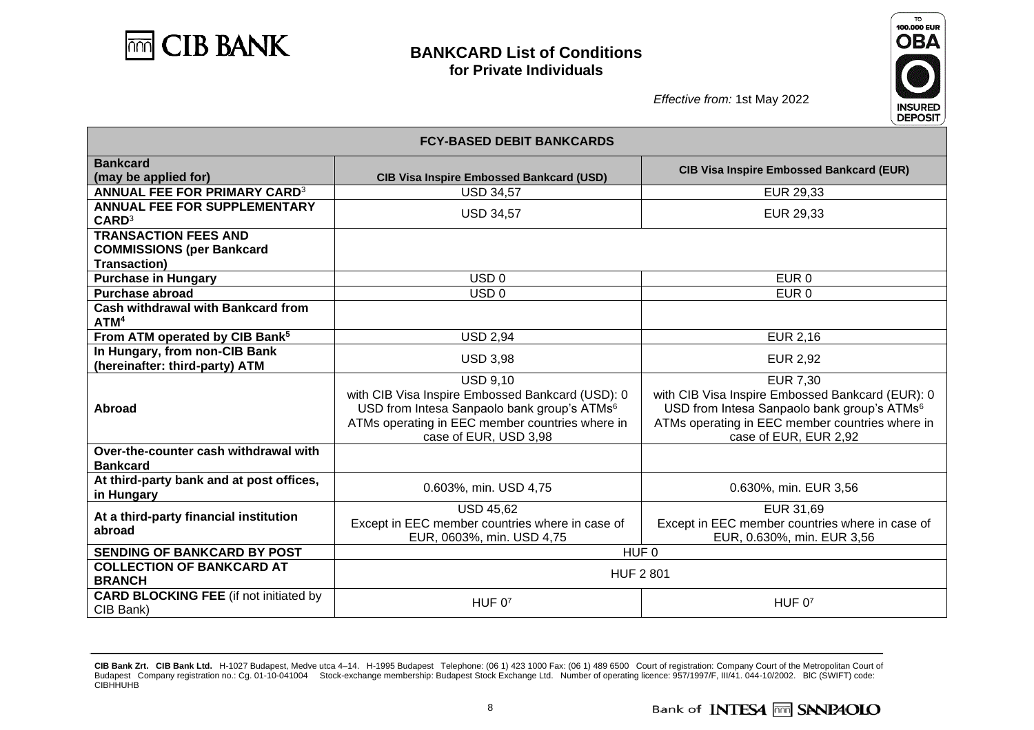# BANKCARD List of Conditions for Private Individuals

*Effective from:* 1st May 2022

| FCY-BASED DEBIT BANKCARDS | | |
|---|---|---|
| **Bankcard (may be applied for)** | **CIB Visa Inspire Embossed Bankcard (USD)** | **CIB Visa Inspire Embossed Bankcard (EUR)** |
| **ANNUAL FEE FOR PRIMARY CARD**[3] | USD 34,57 | EUR 29,33 |
| **ANNUAL FEE FOR SUPPLEMENTARY CARD**[3] | USD 34,57 | EUR 29,33 |
| **TRANSACTION FEES AND COMMISSIONS (per Bankcard Transaction)** | | |
| **Purchase in Hungary** | USD 0 | EUR 0 |
| **Purchase abroad** | USD 0 | EUR 0 |
| **Cash withdrawal with Bankcard from ATM**[4] | | |
| **From ATM operated by CIB Bank**[5] | USD 2,94 | EUR 2,16 |
| **In Hungary, from non-CIB Bank (hereinafter: third-party) ATM** | USD 3,98 | EUR 2,92 |
| **Abroad** | USD 9,10<br>with CIB Visa Inspire Embossed Bankcard (USD): 0 USD from Intesa Sanpaolo bank group's ATMs[6]<br>ATMs operating in EEC member countries where in case of EUR, USD 3,98 | EUR 7,30<br>with CIB Visa Inspire Embossed Bankcard (EUR): 0 USD from Intesa Sanpaolo bank group's ATMs[6]<br>ATMs operating in EEC member countries where in case of EUR, EUR 2,92 |
| **Over-the-counter cash withdrawal with Bankcard** | | |
| **At third-party bank and at post offices, in Hungary** | 0.603%, min. USD 4,75 | 0.630%, min. EUR 3,56 |
| **At a third-party financial institution abroad** | USD 45,62<br>Except in EEC member countries where in case of EUR, 0603%, min. USD 4,75 | EUR 31,69<br>Except in EEC member countries where in case of EUR, 0.630%, min. EUR 3,56 |
| **SENDING OF BANKCARD BY POST** | HUF 0 | |
| **COLLECTION OF BANKCARD AT BRANCH** | HUF 2 801 | |
| **CARD BLOCKING FEE** (if not initiated by CIB Bank) | HUF 0[7] | HUF 0[7] |

**CIB Bank Zrt. CIB Bank Ltd.** H-1027 Budapest, Medve utca 4–14. H-1995 Budapest Telephone: (06 1) 423 1000 Fax: (06 1) 489 6500 Court of registration: Company Court of the Metropolitan Court of Budapest Company registration no.: Cg. 01-10-041004 Stock-exchange membership: Budapest Stock Exchange Ltd. Number of operating licence: 957/1997/F, III/41. 044-10/2002. BIC (SWIFT) code: CIBHHUHB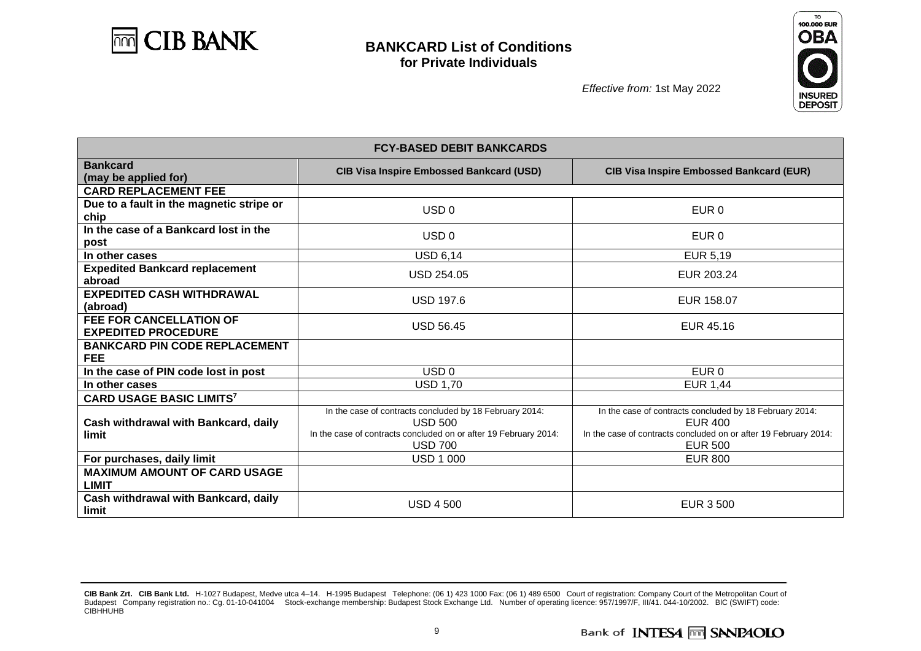# BANKCARD List of Conditions
## for Private Individuals

*Effective from:* 1st May 2022

| FCY-BASED DEBIT BANKCARDS | | |
|---|---|---|
| **Bankcard (may be applied for)** | **CIB Visa Inspire Embossed Bankcard (USD)** | **CIB Visa Inspire Embossed Bankcard (EUR)** |
| **CARD REPLACEMENT FEE** | | |
| **Due to a fault in the magnetic stripe or chip** | USD 0 | EUR 0 |
| **In the case of a Bankcard lost in the post** | USD 0 | EUR 0 |
| **In other cases** | USD 6,14 | EUR 5,19 |
| **Expedited Bankcard replacement abroad** | USD 254.05 | EUR 203.24 |
| **EXPEDITED CASH WITHDRAWAL (abroad)** | USD 197.6 | EUR 158.07 |
| **FEE FOR CANCELLATION OF EXPEDITED PROCEDURE** | USD 56.45 | EUR 45.16 |
| **BANKCARD PIN CODE REPLACEMENT FEE** | | |
| **In the case of PIN code lost in post** | USD 0 | EUR 0 |
| **In other cases** | USD 1,70 | EUR 1,44 |
| **CARD USAGE BASIC LIMITS[7]** | | |
| **Cash withdrawal with Bankcard, daily limit** | In the case of contracts concluded by 18 February 2014: USD 500<br>In the case of contracts concluded on or after 19 February 2014: USD 700 | In the case of contracts concluded by 18 February 2014: EUR 400<br>In the case of contracts concluded on or after 19 February 2014: EUR 500 |
| **For purchases, daily limit** | USD 1 000 | EUR 800 |
| **MAXIMUM AMOUNT OF CARD USAGE LIMIT** | | |
| **Cash withdrawal with Bankcard, daily limit** | USD 4 500 | EUR 3 500 |

**CIB Bank Zrt. CIB Bank Ltd.** H-1027 Budapest, Medve utca 4–14. H-1995 Budapest Telephone: (06 1) 423 1000 Fax: (06 1) 489 6500 Court of registration: Company Court of the Metropolitan Court of Budapest Company registration no.: Cg. 01-10-041004 Stock-exchange membership: Budapest Stock Exchange Ltd. Number of operating licence: 957/1997/F, III/41. 044-10/2002. BIC (SWIFT) code: CIBHHUHB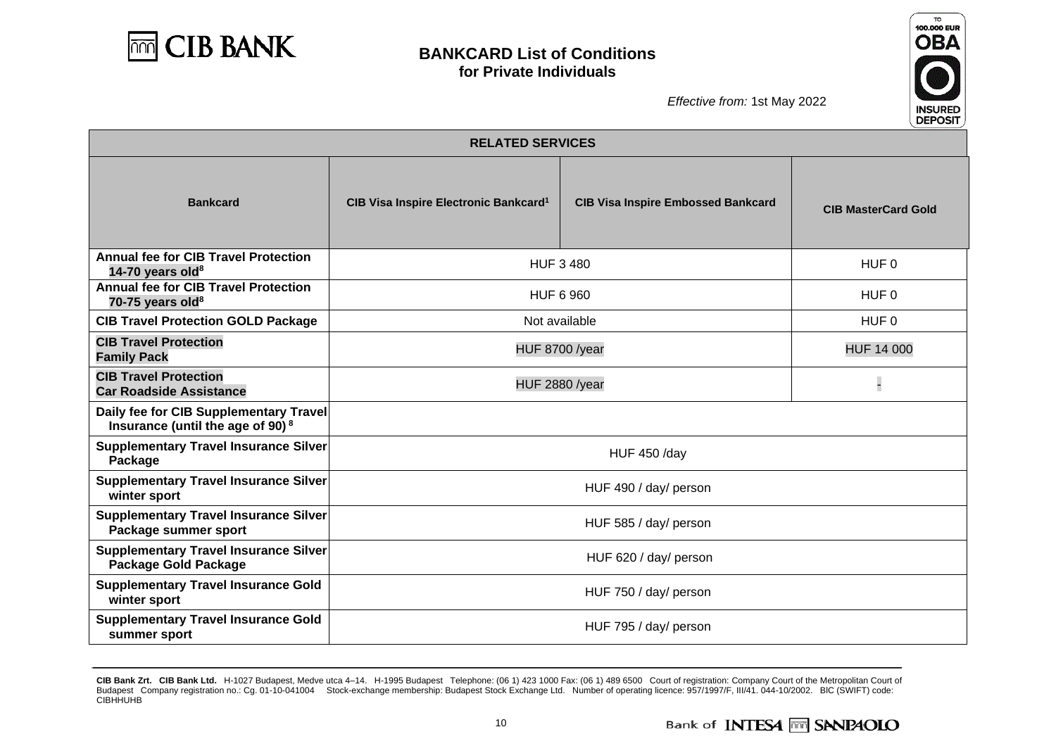# BANKCARD List of Conditions for Private Individuals

*Effective from:* 1st May 2022

| RELATED SERVICES | | | |
|---|---|---|---|
| **Bankcard** | **CIB Visa Inspire Electronic Bankcard**[1] | **CIB Visa Inspire Embossed Bankcard** | **CIB MasterCard Gold** |
| **Annual fee for CIB Travel Protection 14-70 years old**[8] | HUF 3 480 | | HUF 0 |
| **Annual fee for CIB Travel Protection 70-75 years old**[8] | HUF 6 960 | | HUF 0 |
| **CIB Travel Protection GOLD Package** | Not available | | HUF 0 |
| **CIB Travel Protection Family Pack** | HUF 8700 /year | | HUF 14 000 |
| **CIB Travel Protection Car Roadside Assistance** | HUF 2880 /year | | - |
| **Daily fee for CIB Supplementary Travel Insurance (until the age of 90)**[8] | | | |
| **Supplementary Travel Insurance Silver Package** | HUF 450 /day | | |
| **Supplementary Travel Insurance Silver winter sport** | HUF 490 / day/ person | | |
| **Supplementary Travel Insurance Silver Package summer sport** | HUF 585 / day/ person | | |
| **Supplementary Travel Insurance Silver Package Gold Package** | HUF 620 / day/ person | | |
| **Supplementary Travel Insurance Gold winter sport** | HUF 750 / day/ person | | |
| **Supplementary Travel Insurance Gold summer sport** | HUF 795 / day/ person | | |

**CIB Bank Zrt. CIB Bank Ltd.** H-1027 Budapest, Medve utca 4–14. H-1995 Budapest Telephone: (06 1) 423 1000 Fax: (06 1) 489 6500 Court of registration: Company Court of the Metropolitan Court of Budapest Company registration no.: Cg. 01-10-041004 Stock-exchange membership: Budapest Stock Exchange Ltd. Number of operating licence: 957/1997/F, III/41. 044-10/2002. BIC (SWIFT) code: CIBHHUHB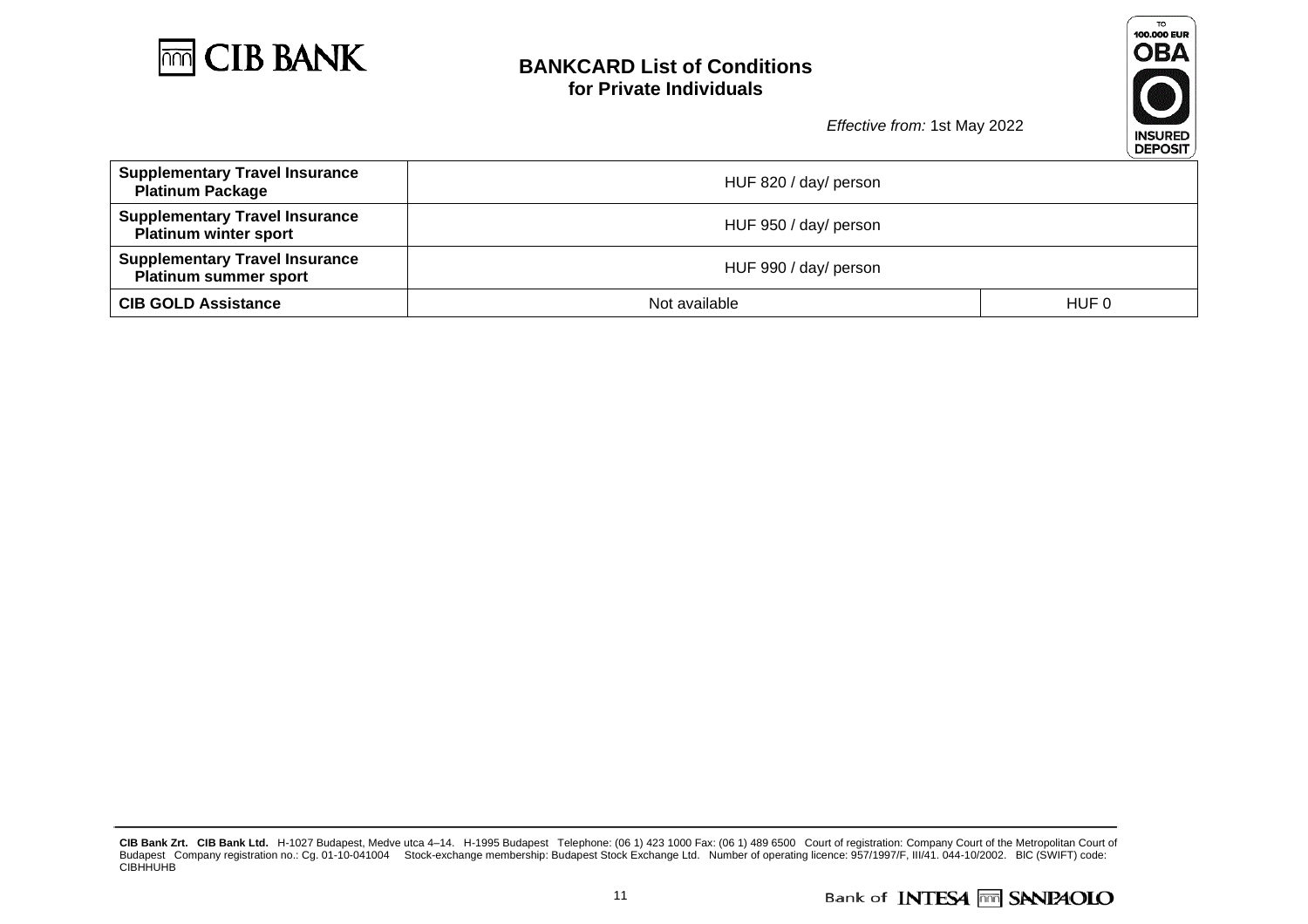| | | |
|---|---|---|
| **Supplementary Travel Insurance Platinum Package** | HUF 820 / day/ person | |
| **Supplementary Travel Insurance Platinum winter sport** | HUF 950 / day/ person | |
| **Supplementary Travel Insurance Platinum summer sport** | HUF 990 / day/ person | |
| **CIB GOLD Assistance** | Not available | HUF 0 |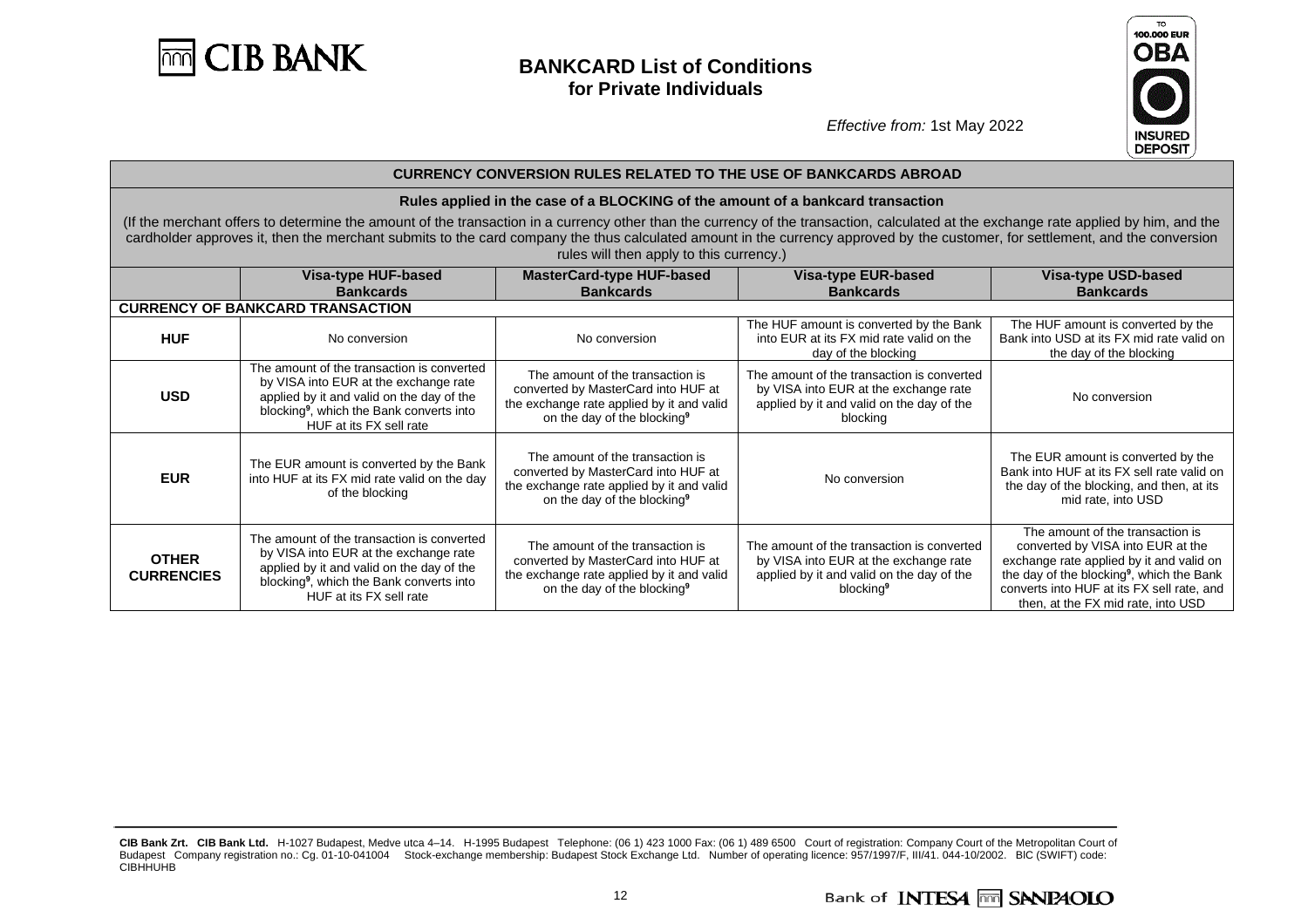# BANKCARD List of Conditions for Private Individuals

*Effective from:* 1st May 2022

| CURRENCY CONVERSION RULES RELATED TO THE USE OF BANKCARDS ABROAD | | | | |
|---|---|---|---|---|
| **Rules applied in the case of a BLOCKING of the amount of a bankcard transaction** (If the merchant offers to determine the amount of the transaction in a currency other than the currency of the transaction, calculated at the exchange rate applied by him, and the cardholder approves it, then the merchant submits to the card company the thus calculated amount in the currency approved by the customer, for settlement, and the conversion rules will then apply to this currency.) | | | | |
| | **Visa-type HUF-based Bankcards** | **MasterCard-type HUF-based Bankcards** | **Visa-type EUR-based Bankcards** | **Visa-type USD-based Bankcards** |
| **CURRENCY OF BANKCARD TRANSACTION** | | | | |
| **HUF** | No conversion | No conversion | The HUF amount is converted by the Bank into EUR at its FX mid rate valid on the day of the blocking | The HUF amount is converted by the Bank into USD at its FX mid rate valid on the day of the blocking |
| **USD** | The amount of the transaction is converted by VISA into EUR at the exchange rate applied by it and valid on the day of the blocking[9], which the Bank converts into HUF at its FX sell rate | The amount of the transaction is converted by MasterCard into HUF at the exchange rate applied by it and valid on the day of the blocking[9] | The amount of the transaction is converted by VISA into EUR at the exchange rate applied by it and valid on the day of the blocking | No conversion |
| **EUR** | The EUR amount is converted by the Bank into HUF at its FX mid rate valid on the day of the blocking | The amount of the transaction is converted by MasterCard into HUF at the exchange rate applied by it and valid on the day of the blocking[9] | No conversion | The EUR amount is converted by the Bank into HUF at its FX sell rate valid on the day of the blocking, and then, at its mid rate, into USD |
| **OTHER CURRENCIES** | The amount of the transaction is converted by VISA into EUR at the exchange rate applied by it and valid on the day of the blocking[9], which the Bank converts into HUF at its FX sell rate | The amount of the transaction is converted by MasterCard into HUF at the exchange rate applied by it and valid on the day of the blocking[9] | The amount of the transaction is converted by VISA into EUR at the exchange rate applied by it and valid on the day of the blocking[9] | The amount of the transaction is converted by VISA into EUR at the exchange rate applied by it and valid on the day of the blocking[9], which the Bank converts into HUF at its FX sell rate, and then, at the FX mid rate, into USD |

**CIB Bank Zrt. CIB Bank Ltd.** H-1027 Budapest, Medve utca 4–14. H-1995 Budapest Telephone: (06 1) 423 1000 Fax: (06 1) 489 6500 Court of registration: Company Court of the Metropolitan Court of Budapest Company registration no.: Cg. 01-10-041004 Stock-exchange membership: Budapest Stock Exchange Ltd. Number of operating licence: 957/1997/F, III/41. 044-10/2002. BIC (SWIFT) code: CIBHHUHB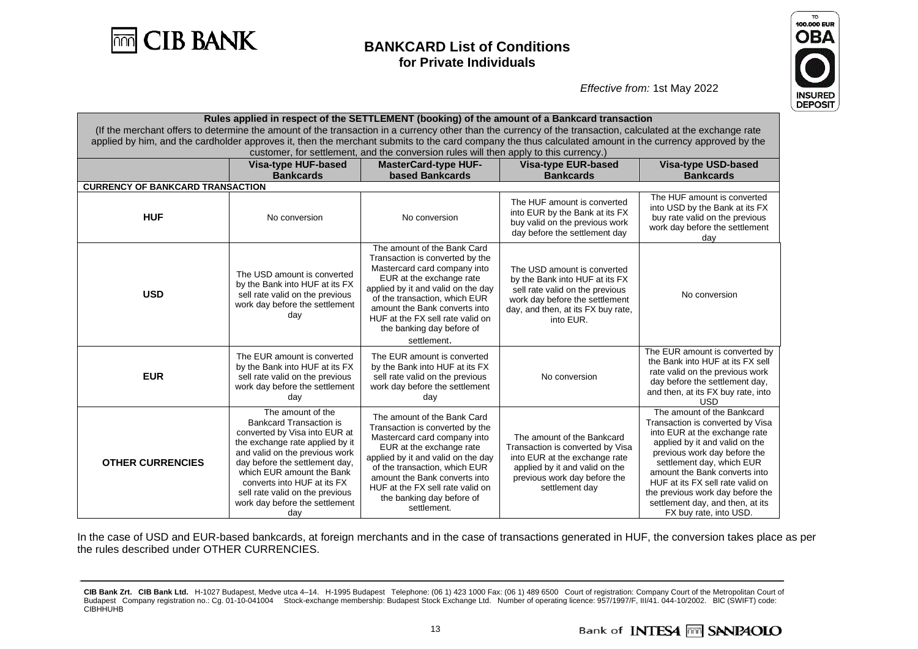# BANKCARD List of Conditions for Private Individuals

*Effective from:* 1st May 2022

| Rules applied in respect of the SETTLEMENT (booking) of the amount of a Bankcard transaction (If the merchant offers to determine the amount of the transaction in a currency other than the currency of the transaction, calculated at the exchange rate applied by him, and the cardholder approves it, then the merchant submits to the card company the thus calculated amount in the currency approved by the customer, for settlement, and the conversion rules will then apply to this currency.) | | | | |
|---|---|---|---|---|
| | **Visa-type HUF-based Bankcards** | **MasterCard-type HUF-based Bankcards** | **Visa-type EUR-based Bankcards** | **Visa-type USD-based Bankcards** |
| **CURRENCY OF BANKCARD TRANSACTION** | | | | |
| **HUF** | No conversion | No conversion | The HUF amount is converted into EUR by the Bank at its FX buy rate valid on the previous work day before the settlement day | The HUF amount is converted into USD by the Bank at its FX buy rate valid on the previous work day before the settlement day |
| **USD** | The USD amount is converted by the Bank into HUF at its FX sell rate valid on the previous work day before the settlement day | The amount of the Bank Card Transaction is converted by the Mastercard card company into EUR at the exchange rate applied by it and valid on the day of the transaction, which EUR amount the Bank converts into HUF at the FX sell rate valid on the banking day before of settlement. | The USD amount is converted by the Bank into HUF at its FX sell rate valid on the previous work day before the settlement day, and then, at its FX buy rate, into EUR. | No conversion |
| **EUR** | The EUR amount is converted by the Bank into HUF at its FX sell rate valid on the previous work day before the settlement day | The EUR amount is converted by the Bank into HUF at its FX sell rate valid on the previous work day before the settlement day | No conversion | The EUR amount is converted by the Bank into HUF at its FX sell rate valid on the previous work day before the settlement day, and then, at its FX buy rate, into USD |
| **OTHER CURRENCIES** | The amount of the Bankcard Transaction is converted by Visa into EUR at the exchange rate applied by it and valid on the previous work day before the settlement day, which EUR amount the Bank converts into HUF at its FX sell rate valid on the previous work day before the settlement day | The amount of the Bank Card Transaction is converted by the Mastercard card company into EUR at the exchange rate applied by it and valid on the day of the transaction, which EUR amount the Bank converts into HUF at the FX sell rate valid on the banking day before of settlement. | The amount of the Bankcard Transaction is converted by Visa into EUR at the exchange rate applied by it and valid on the previous work day before the settlement day | The amount of the Bankcard Transaction is converted by Visa into EUR at the exchange rate applied by it and valid on the previous work day before the settlement day, which EUR amount the Bank converts into HUF at its FX sell rate valid on the previous work day before the settlement day, and then, at its FX buy rate, into USD. |

In the case of USD and EUR-based bankcards, at foreign merchants and in the case of transactions generated in HUF, the conversion takes place as per the rules described under OTHER CURRENCIES.

**CIB Bank Zrt. CIB Bank Ltd.** H-1027 Budapest, Medve utca 4–14. H-1995 Budapest Telephone: (06 1) 423 1000 Fax: (06 1) 489 6500 Court of registration: Company Court of the Metropolitan Court of Budapest Company registration no.: Cg. 01-10-041004 Stock-exchange membership: Budapest Stock Exchange Ltd. Number of operating licence: 957/1997/F, III/41. 044-10/2002. BIC (SWIFT) code: CIBHHUHB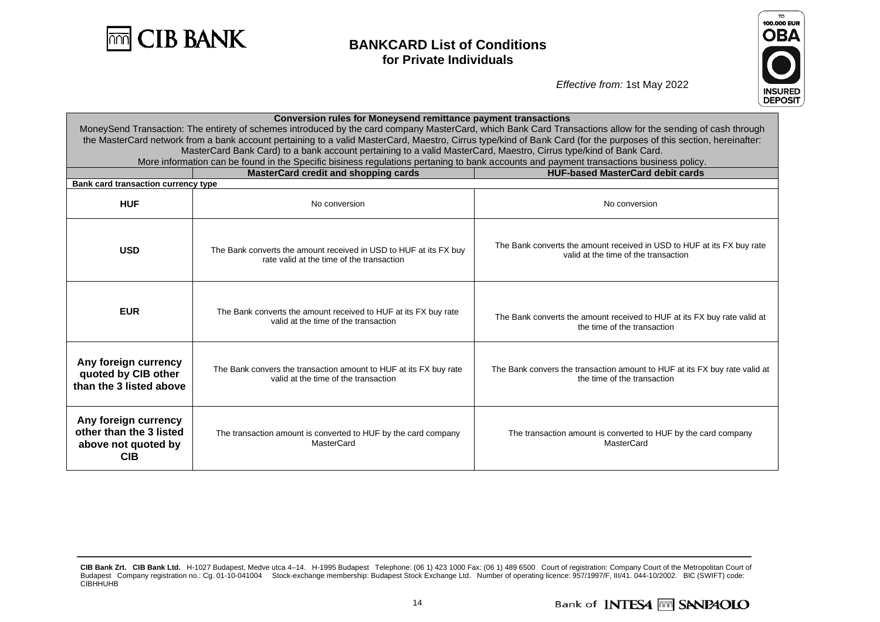# BANKCARD List of Conditions for Private Individuals

*Effective from:* 1st May 2022

| Conversion rules for Moneysend remittance payment transactions | | |
|---|---|---|
| MoneySend Transaction: The entirety of schemes introduced by the card company MasterCard, which Bank Card Transactions allow for the sending of cash through the MasterCard network from a bank account pertaining to a valid MasterCard, Maestro, Cirrus type/kind of Bank Card (for the purposes of this section, hereinafter: MasterCard Bank Card) to a bank account pertaining to a valid MasterCard, Maestro, Cirrus type/kind of Bank Card. More information can be found in the Specific bisiness regulations pertaning to bank accounts and payment transactions business policy. | | |
| | **MasterCard credit and shopping cards** | **HUF-based MasterCard debit cards** |
| **Bank card transaction currency type** | | |
| **HUF** | No conversion | No conversion |
| **USD** | The Bank converts the amount received in USD to HUF at its FX buy rate valid at the time of the transaction | The Bank converts the amount received in USD to HUF at its FX buy rate valid at the time of the transaction |
| **EUR** | The Bank converts the amount received to HUF at its FX buy rate valid at the time of the transaction | The Bank converts the amount received to HUF at its FX buy rate valid at the time of the transaction |
| **Any foreign currency quoted by CIB other than the 3 listed above** | The Bank convers the transaction amount to HUF at its FX buy rate valid at the time of the transaction | The Bank convers the transaction amount to HUF at its FX buy rate valid at the time of the transaction |
| **Any foreign currency other than the 3 listed above not quoted by CIB** | The transaction amount is converted to HUF by the card company MasterCard | The transaction amount is converted to HUF by the card company MasterCard |

**CIB Bank Zrt. CIB Bank Ltd.** H-1027 Budapest, Medve utca 4–14. H-1995 Budapest Telephone: (06 1) 423 1000 Fax: (06 1) 489 6500 Court of registration: Company Court of the Metropolitan Court of Budapest Company registration no.: Cg. 01-10-041004 Stock-exchange membership: Budapest Stock Exchange Ltd. Number of operating licence: 957/1997/F, III/41. 044-10/2002. BIC (SWIFT) code: CIBHHUHB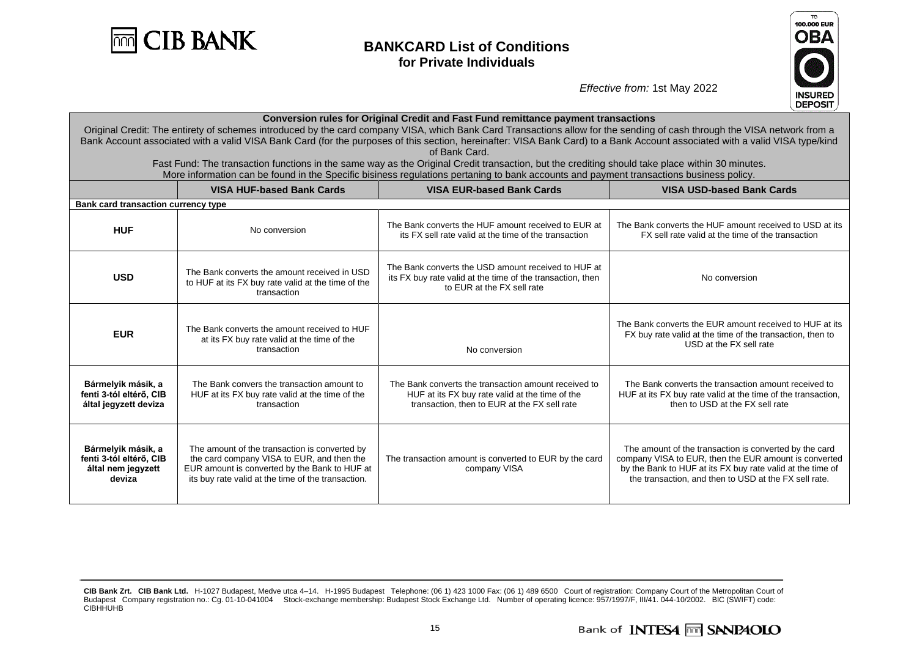# BANKCARD List of Conditions for Private Individuals

*Effective from:* 1st May 2022

| Conversion rules for Original Credit and Fast Fund remittance payment transactions | | | |
|---|---|---|---|
| Original Credit: The entirety of schemes introduced by the card company VISA, which Bank Card Transactions allow for the sending of cash through the VISA network from a Bank Account associated with a valid VISA Bank Card (for the purposes of this section, hereinafter: VISA Bank Card) to a Bank Account associated with a valid VISA type/kind of Bank Card. Fast Fund: The transaction functions in the same way as the Original Credit transaction, but the crediting should take place within 30 minutes. More information can be found in the Specific bisiness regulations pertaning to bank accounts and payment transactions business policy. | | | |
| | **VISA HUF-based Bank Cards** | **VISA EUR-based Bank Cards** | **VISA USD-based Bank Cards** |
| **Bank card transaction currency type** | | | |
| **HUF** | No conversion | The Bank converts the HUF amount received to EUR at its FX sell rate valid at the time of the transaction | The Bank converts the HUF amount received to USD at its FX sell rate valid at the time of the transaction |
| **USD** | The Bank converts the amount received in USD to HUF at its FX buy rate valid at the time of the transaction | The Bank converts the USD amount received to HUF at its FX buy rate valid at the time of the transaction, then to EUR at the FX sell rate | No conversion |
| **EUR** | The Bank converts the amount received to HUF at its FX buy rate valid at the time of the transaction | No conversion | The Bank converts the EUR amount received to HUF at its FX buy rate valid at the time of the transaction, then to USD at the FX sell rate |
| **Bármelyik másik, a fenti 3-tól eltérő, CIB által jegyzett deviza** | The Bank convers the transaction amount to HUF at its FX buy rate valid at the time of the transaction | The Bank converts the transaction amount received to HUF at its FX buy rate valid at the time of the transaction, then to EUR at the FX sell rate | The Bank converts the transaction amount received to HUF at its FX buy rate valid at the time of the transaction, then to USD at the FX sell rate |
| **Bármelyik másik, a fenti 3-tól eltérő, CIB által nem jegyzett deviza** | The amount of the transaction is converted by the card company VISA to EUR, and then the EUR amount is converted by the Bank to HUF at its buy rate valid at the time of the transaction. | The transaction amount is converted to EUR by the card company VISA | The amount of the transaction is converted by the card company VISA to EUR, then the EUR amount is converted by the Bank to HUF at its FX buy rate valid at the time of the transaction, and then to USD at the FX sell rate. |

**CIB Bank Zrt. CIB Bank Ltd.** H-1027 Budapest, Medve utca 4–14. H-1995 Budapest Telephone: (06 1) 423 1000 Fax: (06 1) 489 6500 Court of registration: Company Court of the Metropolitan Court of Budapest Company registration no.: Cg. 01-10-041004 Stock-exchange membership: Budapest Stock Exchange Ltd. Number of operating licence: 957/1997/F, III/41. 044-10/2002. BIC (SWIFT) code: CIBHHUHB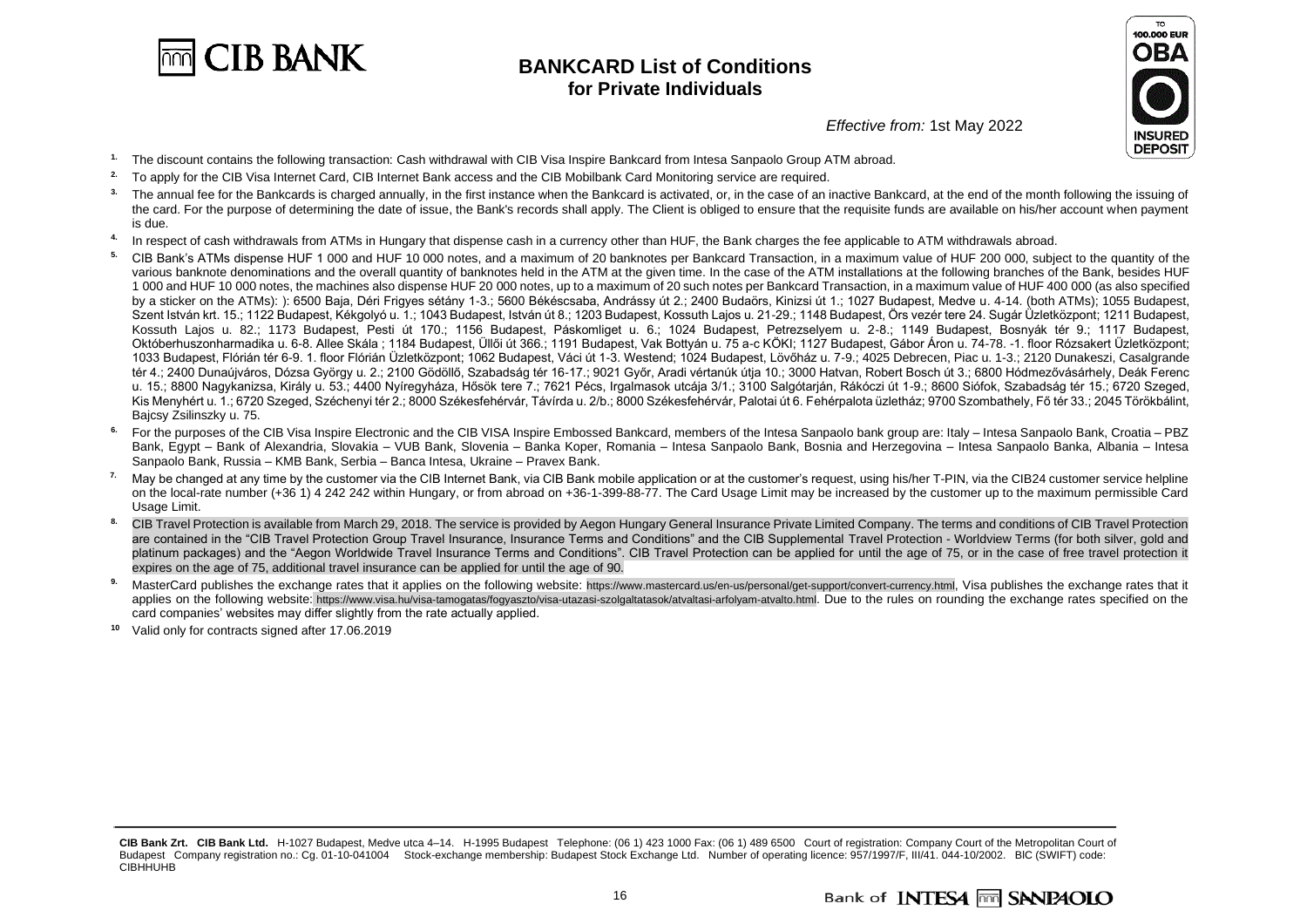# BANKCARD List of Conditions for Private Individuals

*Effective from:* 1st May 2022

1. The discount contains the following transaction: Cash withdrawal with CIB Visa Inspire Bankcard from Intesa Sanpaolo Group ATM abroad.
2. To apply for the CIB Visa Internet Card, CIB Internet Bank access and the CIB Mobilbank Card Monitoring service are required.
3. The annual fee for the Bankcards is charged annually, in the first instance when the Bankcard is activated, or, in the case of an inactive Bankcard, at the end of the month following the issuing of the card. For the purpose of determining the date of issue, the Bank's records shall apply. The Client is obliged to ensure that the requisite funds are available on his/her account when payment is due.
4. In respect of cash withdrawals from ATMs in Hungary that dispense cash in a currency other than HUF, the Bank charges the fee applicable to ATM withdrawals abroad.
5. CIB Bank's ATMs dispense HUF 1 000 and HUF 10 000 notes, and a maximum of 20 banknotes per Bankcard Transaction, in a maximum value of HUF 200 000, subject to the quantity of the various banknote denominations and the overall quantity of banknotes held in the ATM at the given time. In the case of the ATM installations at the following branches of the Bank, besides HUF 1 000 and HUF 10 000 notes, the machines also dispense HUF 20 000 notes, up to a maximum of 20 such notes per Bankcard Transaction, in a maximum value of HUF 400 000 (as also specified by a sticker on the ATMs): ): 6500 Baja, Déri Frigyes sétány 1-3.; 5600 Békéscsaba, Andrássy út 2.; 2400 Budaörs, Kinizsi út 1.; 1027 Budapest, Medve u. 4-14. (both ATMs); 1055 Budapest, Szent István krt. 15.; 1122 Budapest, Kékgolyó u. 1.; 1043 Budapest, István út 8.; 1203 Budapest, Kossuth Lajos u. 21-29.; 1148 Budapest, Örs vezér tere 24. Sugár Üzletközpont; 1211 Budapest, Kossuth Lajos u. 82.; 1173 Budapest, Pesti út 170.; 1156 Budapest, Páskomliget u. 6.; 1024 Budapest, Petrezselyem u. 2-8.; 1149 Budapest, Bosnyák tér 9.; 1117 Budapest, Októberhuszonharmadika u. 6-8. Allee Skála ; 1184 Budapest, Üllői út 366.; 1191 Budapest, Vak Bottyán u. 75 a-c KÖKI; 1127 Budapest, Gábor Áron u. 74-78. -1. floor Rózsakert Üzletközpont; 1033 Budapest, Flórián tér 6-9. 1. floor Flórián Üzletközpont; 1062 Budapest, Váci út 1-3. Westend; 1024 Budapest, Lövőház u. 7-9.; 4025 Debrecen, Piac u. 1-3.; 2120 Dunakeszi, Casalgrande tér 4.; 2400 Dunaújváros, Dózsa György u. 2.; 2100 Gödöllő, Szabadság tér 16-17.; 9021 Győr, Aradi vértanúk útja 10.; 3000 Hatvan, Robert Bosch út 3.; 6800 Hódmezővásárhely, Deák Ferenc u. 15.; 8800 Nagykanizsa, Király u. 53.; 4400 Nyíregyháza, Hősök tere 7.; 7621 Pécs, Irgalmasok utcája 3/1.; 3100 Salgótarján, Rákóczi út 1-9.; 8600 Siófok, Szabadság tér 15.; 6720 Szeged, Kis Menyhért u. 1.; 6720 Szeged, Széchenyi tér 2.; 8000 Székesfehérvár, Távírda u. 2/b.; 8000 Székesfehérvár, Palotai út 6. Fehérpalota üzletház; 9700 Szombathely, Fő tér 33.; 2045 Törökbálint, Bajcsy Zsilinszky u. 75.
6. For the purposes of the CIB Visa Inspire Electronic and the CIB VISA Inspire Embossed Bankcard, members of the Intesa Sanpaolo bank group are: Italy – Intesa Sanpaolo Bank, Croatia – PBZ Bank, Egypt – Bank of Alexandria, Slovakia – VUB Bank, Slovenia – Banka Koper, Romania – Intesa Sanpaolo Bank, Bosnia and Herzegovina – Intesa Sanpaolo Banka, Albania – Intesa Sanpaolo Bank, Russia – KMB Bank, Serbia – Banca Intesa, Ukraine – Pravex Bank.
7. May be changed at any time by the customer via the CIB Internet Bank, via CIB Bank mobile application or at the customer's request, using his/her T-PIN, via the CIB24 customer service helpline on the local-rate number (+36 1) 4 242 242 within Hungary, or from abroad on +36-1-399-88-77. The Card Usage Limit may be increased by the customer up to the maximum permissible Card Usage Limit.
8. CIB Travel Protection is available from March 29, 2018. The service is provided by Aegon Hungary General Insurance Private Limited Company. The terms and conditions of CIB Travel Protection are contained in the "CIB Travel Protection Group Travel Insurance, Insurance Terms and Conditions" and the CIB Supplemental Travel Protection - Worldview Terms (for both silver, gold and platinum packages) and the "Aegon Worldwide Travel Insurance Terms and Conditions". CIB Travel Protection can be applied for until the age of 75, or in the case of free travel protection it expires on the age of 75, additional travel insurance can be applied for until the age of 90.
9. MasterCard publishes the exchange rates that it applies on the following website: https://www.mastercard.us/en-us/personal/get-support/convert-currency.html, Visa publishes the exchange rates that it applies on the following website: https://www.visa.hu/visa-tamogatas/fogyaszto/visa-utazasi-szolgaltatasok/atvaltasi-arfolyam-atvalto.html. Due to the rules on rounding the exchange rates specified on the card companies' websites may differ slightly from the rate actually applied.
10. Valid only for contracts signed after 17.06.2019

**CIB Bank Zrt. CIB Bank Ltd.** H-1027 Budapest, Medve utca 4–14. H-1995 Budapest Telephone: (06 1) 423 1000 Fax: (06 1) 489 6500 Court of registration: Company Court of the Metropolitan Court of Budapest Company registration no.: Cg. 01-10-041004 Stock-exchange membership: Budapest Stock Exchange Ltd. Number of operating licence: 957/1997/F, III/41. 044-10/2002. BIC (SWIFT) code: CIBHHUHB